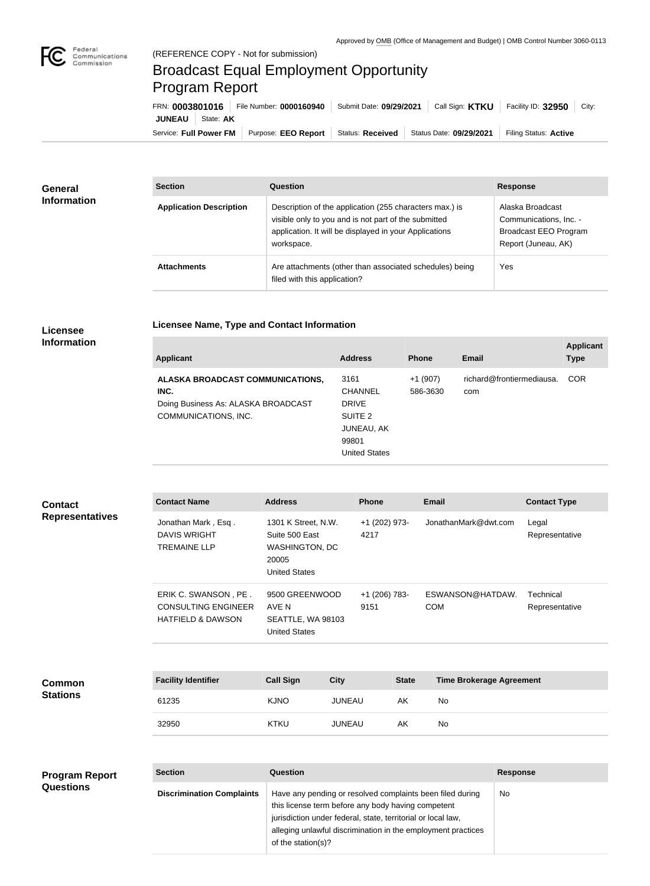Approved by OMB (Office of Management and Budget) | OMB Control Number 3060-0113

(REFERENCE COPY - Not for submission)

# Broadcast Equal Employment Opportunity Program Report

FRN: **0003801016** | File Number: **0000160940** | Submit Date: **09/29/2021** | Call Sign: **KTKU** | Facility ID: **32950** | City: **JUNEAU** | State: **AK**

Service: **Full Power FM** | Purpose: **EEO Report** | Status: **Received** | Status Date: **09/29/2021** | Filing Status: **Active**

## General Information

| Section | Question | Response |
| --- | --- | --- |
| **Application Description** | Description of the application (255 characters max.) is visible only to you and is not part of the submitted application. It will be displayed in your Applications workspace. | Alaska Broadcast Communications, Inc. - Broadcast EEO Program Report (Juneau, AK) |
| **Attachments** | Are attachments (other than associated schedules) being filed with this application? | Yes |

## Licensee Information

### Licensee Name, Type and Contact Information

| Applicant | Address | Phone | Email | Applicant Type |
| --- | --- | --- | --- | --- |
| **ALASKA BROADCAST COMMUNICATIONS, INC.** Doing Business As: ALASKA BROADCAST COMMUNICATIONS, INC. | 3161 CHANNEL DRIVE SUITE 2 JUNEAU, AK 99801 United States | +1 (907) 586-3630 | richard@frontiermediausa.com | COR |

## Contact Representatives

| Contact Name | Address | Phone | Email | Contact Type |
| --- | --- | --- | --- | --- |
| Jonathan Mark , Esq . DAVIS WRIGHT TREMAINE LLP | 1301 K Street, N.W. Suite 500 East WASHINGTON, DC 20005 United States | +1 (202) 973-4217 | JonathanMark@dwt.com | Legal Representative |
| ERIK C. SWANSON , PE . CONSULTING ENGINEER HATFIELD & DAWSON | 9500 GREENWOOD AVE N SEATTLE, WA 98103 United States | +1 (206) 783-9151 | ESWANSON@HATDAW.COM | Technical Representative |

## Common Stations

| Facility Identifier | Call Sign | City | State | Time Brokerage Agreement |
| --- | --- | --- | --- | --- |
| 61235 | KJNO | JUNEAU | AK | No |
| 32950 | KTKU | JUNEAU | AK | No |

## Program Report Questions

| Section | Question | Response |
| --- | --- | --- |
| **Discrimination Complaints** | Have any pending or resolved complaints been filed during this license term before any body having competent jurisdiction under federal, state, territorial or local law, alleging unlawful discrimination in the employment practices of the station(s)? | No |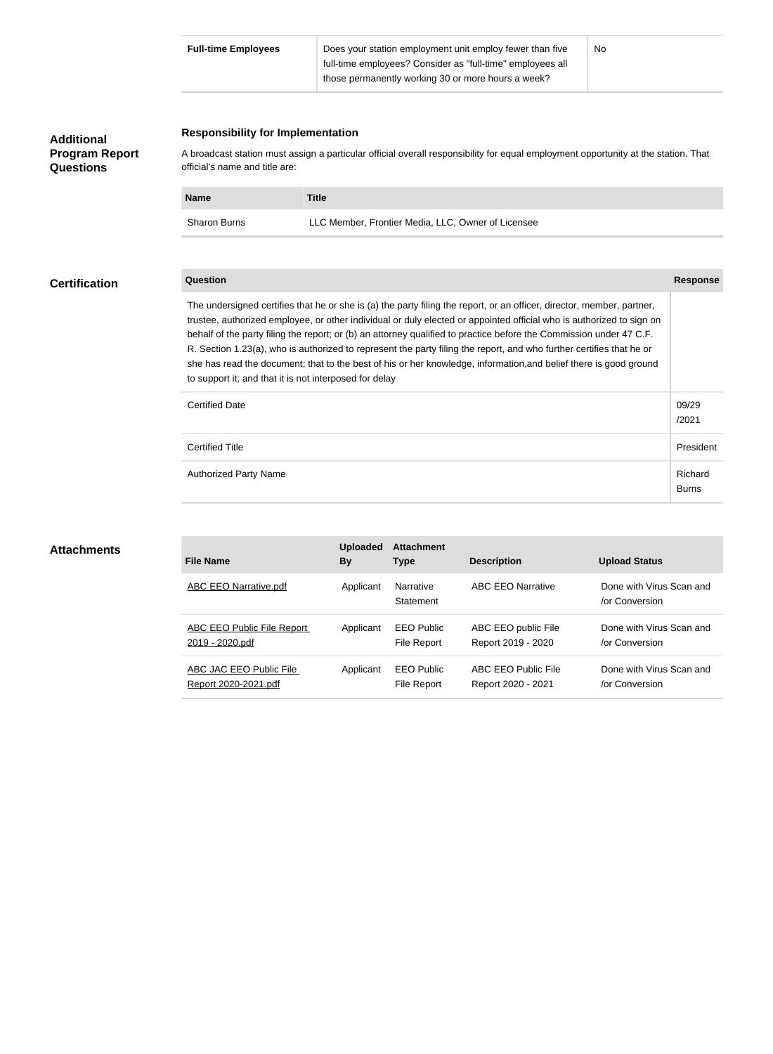| | | |
|---|---|---|
| **Full-time Employees** | Does your station employment unit employ fewer than five full-time employees? Consider as "full-time" employees all those permanently working 30 or more hours a week? | No |

## Additional Program Report Questions

**Responsibility for Implementation**

A broadcast station must assign a particular official overall responsibility for equal employment opportunity at the station. That official's name and title are:

| Name | Title |
|---|---|
| Sharon Burns | LLC Member, Frontier Media, LLC, Owner of Licensee |

## Certification

| Question | Response |
|---|---|
| The undersigned certifies that he or she is (a) the party filing the report, or an officer, director, member, partner, trustee, authorized employee, or other individual or duly elected or appointed official who is authorized to sign on behalf of the party filing the report; or (b) an attorney qualified to practice before the Commission under 47 C.F. R. Section 1.23(a), who is authorized to represent the party filing the report, and who further certifies that he or she has read the document; that to the best of his or her knowledge, information,and belief there is good ground to support it; and that it is not interposed for delay | |
| Certified Date | 09/29/2021 |
| Certified Title | President |
| Authorized Party Name | Richard Burns |

## Attachments

| File Name | Uploaded By | Attachment Type | Description | Upload Status |
|---|---|---|---|---|
| ABC EEO Narrative.pdf | Applicant | Narrative Statement | ABC EEO Narrative | Done with Virus Scan and /or Conversion |
| ABC EEO Public File Report 2019 - 2020.pdf | Applicant | EEO Public File Report | ABC EEO public File Report 2019 - 2020 | Done with Virus Scan and /or Conversion |
| ABC JAC EEO Public File Report 2020-2021.pdf | Applicant | EEO Public File Report | ABC EEO Public File Report 2020 - 2021 | Done with Virus Scan and /or Conversion |